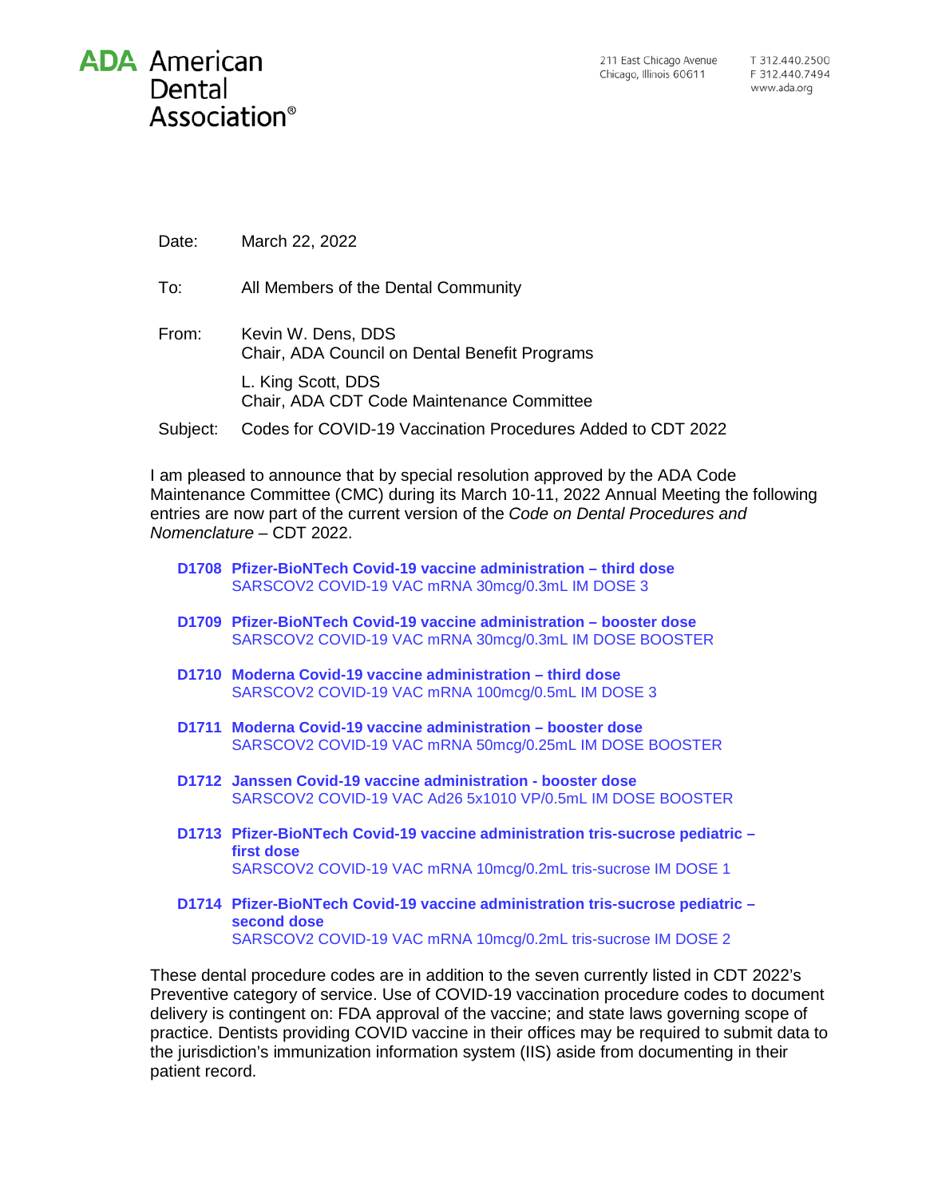**ADA American Dental Association®**

211 East Chicago Avenue
Chicago, Illinois 60611

T 312.440.2500
F 312.440.7494
www.ada.org

Date: March 22, 2022

To: All Members of the Dental Community

From: Kevin W. Dens, DDS
Chair, ADA Council on Dental Benefit Programs

L. King Scott, DDS
Chair, ADA CDT Code Maintenance Committee

Subject: Codes for COVID-19 Vaccination Procedures Added to CDT 2022

I am pleased to announce that by special resolution approved by the ADA Code Maintenance Committee (CMC) during its March 10-11, 2022 Annual Meeting the following entries are now part of the current version of the *Code on Dental Procedures and Nomenclature* – CDT 2022.

**D1708 Pfizer-BioNTech Covid-19 vaccine administration – third dose**
SARSCOV2 COVID-19 VAC mRNA 30mcg/0.3mL IM DOSE 3

**D1709 Pfizer-BioNTech Covid-19 vaccine administration – booster dose**
SARSCOV2 COVID-19 VAC mRNA 30mcg/0.3mL IM DOSE BOOSTER

**D1710 Moderna Covid-19 vaccine administration – third dose**
SARSCOV2 COVID-19 VAC mRNA 100mcg/0.5mL IM DOSE 3

**D1711 Moderna Covid-19 vaccine administration – booster dose**
SARSCOV2 COVID-19 VAC mRNA 50mcg/0.25mL IM DOSE BOOSTER

**D1712 Janssen Covid-19 vaccine administration - booster dose**
SARSCOV2 COVID-19 VAC Ad26 5x1010 VP/0.5mL IM DOSE BOOSTER

**D1713 Pfizer-BioNTech Covid-19 vaccine administration tris-sucrose pediatric – first dose**
SARSCOV2 COVID-19 VAC mRNA 10mcg/0.2mL tris-sucrose IM DOSE 1

**D1714 Pfizer-BioNTech Covid-19 vaccine administration tris-sucrose pediatric – second dose**
SARSCOV2 COVID-19 VAC mRNA 10mcg/0.2mL tris-sucrose IM DOSE 2

These dental procedure codes are in addition to the seven currently listed in CDT 2022's Preventive category of service. Use of COVID-19 vaccination procedure codes to document delivery is contingent on: FDA approval of the vaccine; and state laws governing scope of practice. Dentists providing COVID vaccine in their offices may be required to submit data to the jurisdiction's immunization information system (IIS) aside from documenting in their patient record.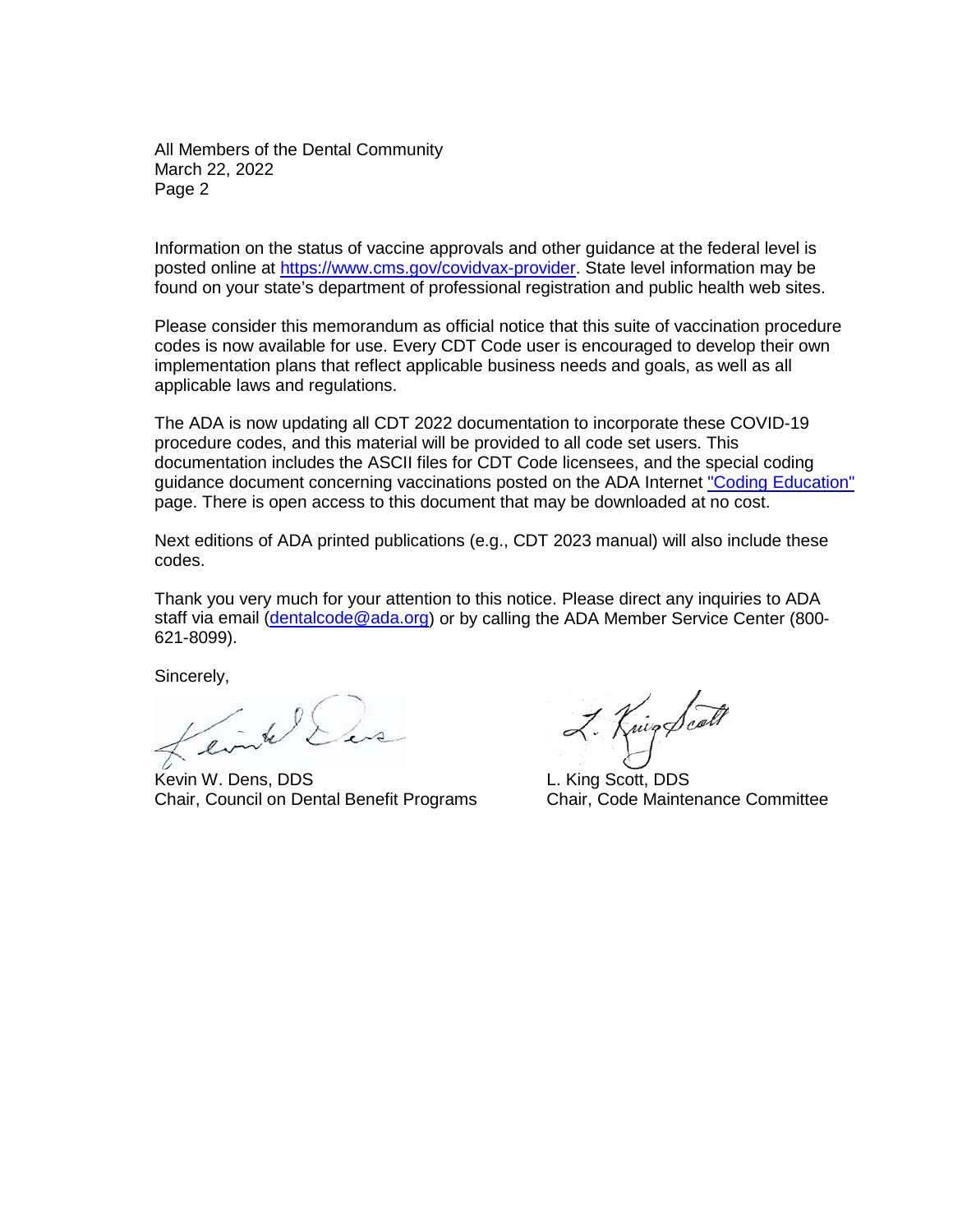Information on the status of vaccine approvals and other guidance at the federal level is posted online at https://www.cms.gov/covidvax-provider. State level information may be found on your state's department of professional registration and public health web sites.

Please consider this memorandum as official notice that this suite of vaccination procedure codes is now available for use. Every CDT Code user is encouraged to develop their own implementation plans that reflect applicable business needs and goals, as well as all applicable laws and regulations.

The ADA is now updating all CDT 2022 documentation to incorporate these COVID-19 procedure codes, and this material will be provided to all code set users. This documentation includes the ASCII files for CDT Code licensees, and the special coding guidance document concerning vaccinations posted on the ADA Internet "Coding Education" page. There is open access to this document that may be downloaded at no cost.

Next editions of ADA printed publications (e.g., CDT 2023 manual) will also include these codes.

Thank you very much for your attention to this notice. Please direct any inquiries to ADA staff via email (dentalcode@ada.org) or by calling the ADA Member Service Center (800-621-8099).

Sincerely,

Kevin W. Dens, DDS
Chair, Council on Dental Benefit Programs

L. King Scott, DDS
Chair, Code Maintenance Committee